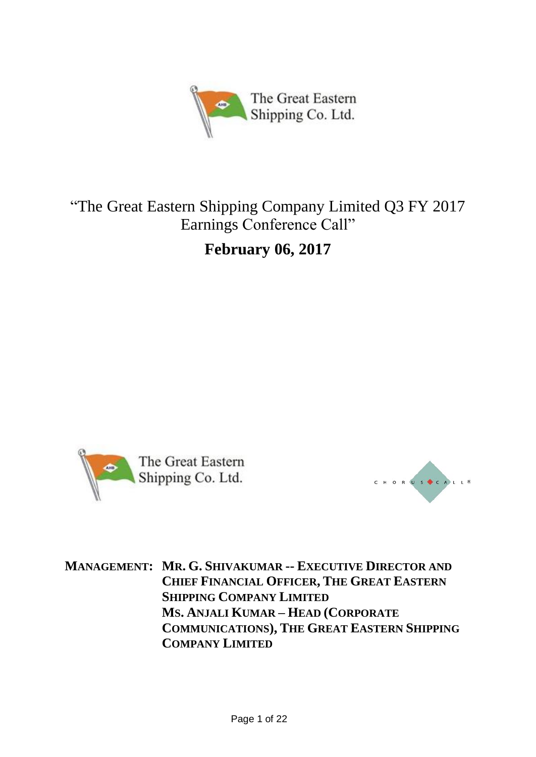The Great Eastern Shipping Co. Ltd.

# "The Great Eastern Shipping Company Limited Q3 FY 2017 Earnings Conference Call"

## February 06, 2017

The Great Eastern Shipping Co. Ltd.

CHORUS CALL®

**MANAGEMENT: MR. G. SHIVAKUMAR -- EXECUTIVE DIRECTOR AND CHIEF FINANCIAL OFFICER, THE GREAT EASTERN SHIPPING COMPANY LIMITED**
**MS. ANJALI KUMAR – HEAD (CORPORATE COMMUNICATIONS), THE GREAT EASTERN SHIPPING COMPANY LIMITED**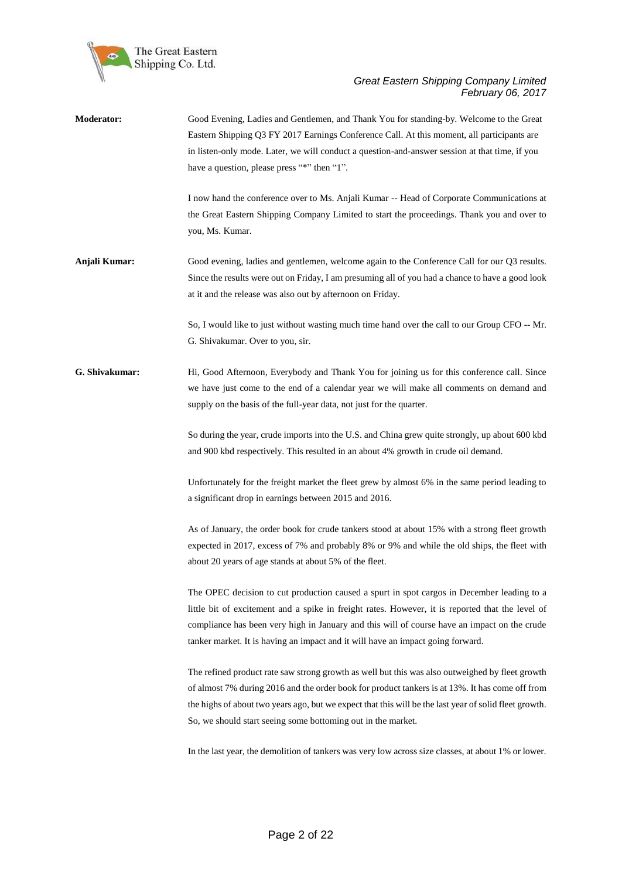**Moderator:** Good Evening, Ladies and Gentlemen, and Thank You for standing-by. Welcome to the Great Eastern Shipping Q3 FY 2017 Earnings Conference Call. At this moment, all participants are in listen-only mode. Later, we will conduct a question-and-answer session at that time, if you have a question, please press "*" then "1".

I now hand the conference over to Ms. Anjali Kumar -- Head of Corporate Communications at the Great Eastern Shipping Company Limited to start the proceedings. Thank you and over to you, Ms. Kumar.

**Anjali Kumar:** Good evening, ladies and gentlemen, welcome again to the Conference Call for our Q3 results. Since the results were out on Friday, I am presuming all of you had a chance to have a good look at it and the release was also out by afternoon on Friday.

So, I would like to just without wasting much time hand over the call to our Group CFO -- Mr. G. Shivakumar. Over to you, sir.

**G. Shivakumar:** Hi, Good Afternoon, Everybody and Thank You for joining us for this conference call. Since we have just come to the end of a calendar year we will make all comments on demand and supply on the basis of the full-year data, not just for the quarter.

So during the year, crude imports into the U.S. and China grew quite strongly, up about 600 kbd and 900 kbd respectively. This resulted in an about 4% growth in crude oil demand.

Unfortunately for the freight market the fleet grew by almost 6% in the same period leading to a significant drop in earnings between 2015 and 2016.

As of January, the order book for crude tankers stood at about 15% with a strong fleet growth expected in 2017, excess of 7% and probably 8% or 9% and while the old ships, the fleet with about 20 years of age stands at about 5% of the fleet.

The OPEC decision to cut production caused a spurt in spot cargos in December leading to a little bit of excitement and a spike in freight rates. However, it is reported that the level of compliance has been very high in January and this will of course have an impact on the crude tanker market. It is having an impact and it will have an impact going forward.

The refined product rate saw strong growth as well but this was also outweighed by fleet growth of almost 7% during 2016 and the order book for product tankers is at 13%. It has come off from the highs of about two years ago, but we expect that this will be the last year of solid fleet growth. So, we should start seeing some bottoming out in the market.

In the last year, the demolition of tankers was very low across size classes, at about 1% or lower.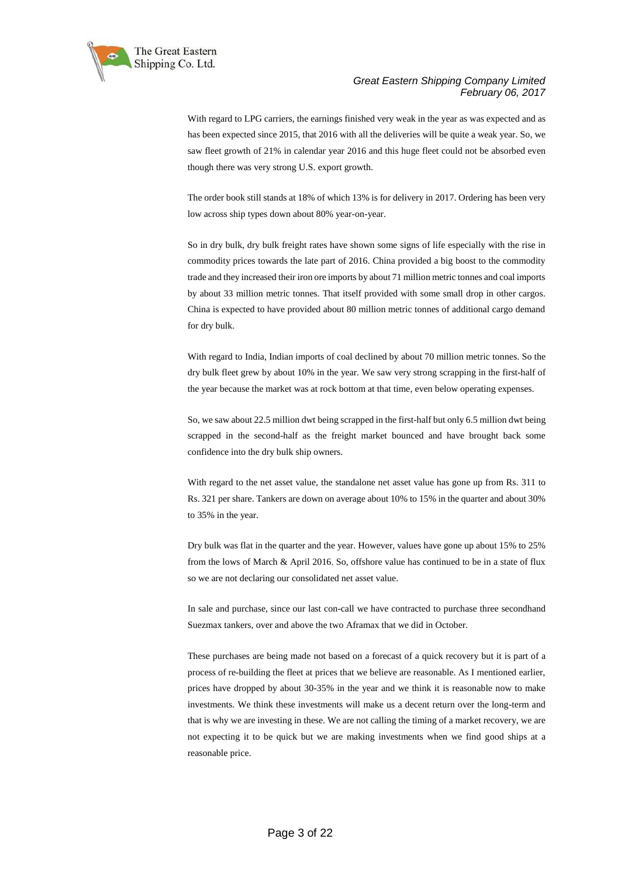With regard to LPG carriers, the earnings finished very weak in the year as was expected and as has been expected since 2015, that 2016 with all the deliveries will be quite a weak year. So, we saw fleet growth of 21% in calendar year 2016 and this huge fleet could not be absorbed even though there was very strong U.S. export growth.

The order book still stands at 18% of which 13% is for delivery in 2017. Ordering has been very low across ship types down about 80% year-on-year.

So in dry bulk, dry bulk freight rates have shown some signs of life especially with the rise in commodity prices towards the late part of 2016. China provided a big boost to the commodity trade and they increased their iron ore imports by about 71 million metric tonnes and coal imports by about 33 million metric tonnes. That itself provided with some small drop in other cargos. China is expected to have provided about 80 million metric tonnes of additional cargo demand for dry bulk.

With regard to India, Indian imports of coal declined by about 70 million metric tonnes. So the dry bulk fleet grew by about 10% in the year. We saw very strong scrapping in the first-half of the year because the market was at rock bottom at that time, even below operating expenses.

So, we saw about 22.5 million dwt being scrapped in the first-half but only 6.5 million dwt being scrapped in the second-half as the freight market bounced and have brought back some confidence into the dry bulk ship owners.

With regard to the net asset value, the standalone net asset value has gone up from Rs. 311 to Rs. 321 per share. Tankers are down on average about 10% to 15% in the quarter and about 30% to 35% in the year.

Dry bulk was flat in the quarter and the year. However, values have gone up about 15% to 25% from the lows of March & April 2016. So, offshore value has continued to be in a state of flux so we are not declaring our consolidated net asset value.

In sale and purchase, since our last con-call we have contracted to purchase three secondhand Suezmax tankers, over and above the two Aframax that we did in October.

These purchases are being made not based on a forecast of a quick recovery but it is part of a process of re-building the fleet at prices that we believe are reasonable. As I mentioned earlier, prices have dropped by about 30-35% in the year and we think it is reasonable now to make investments. We think these investments will make us a decent return over the long-term and that is why we are investing in these. We are not calling the timing of a market recovery, we are not expecting it to be quick but we are making investments when we find good ships at a reasonable price.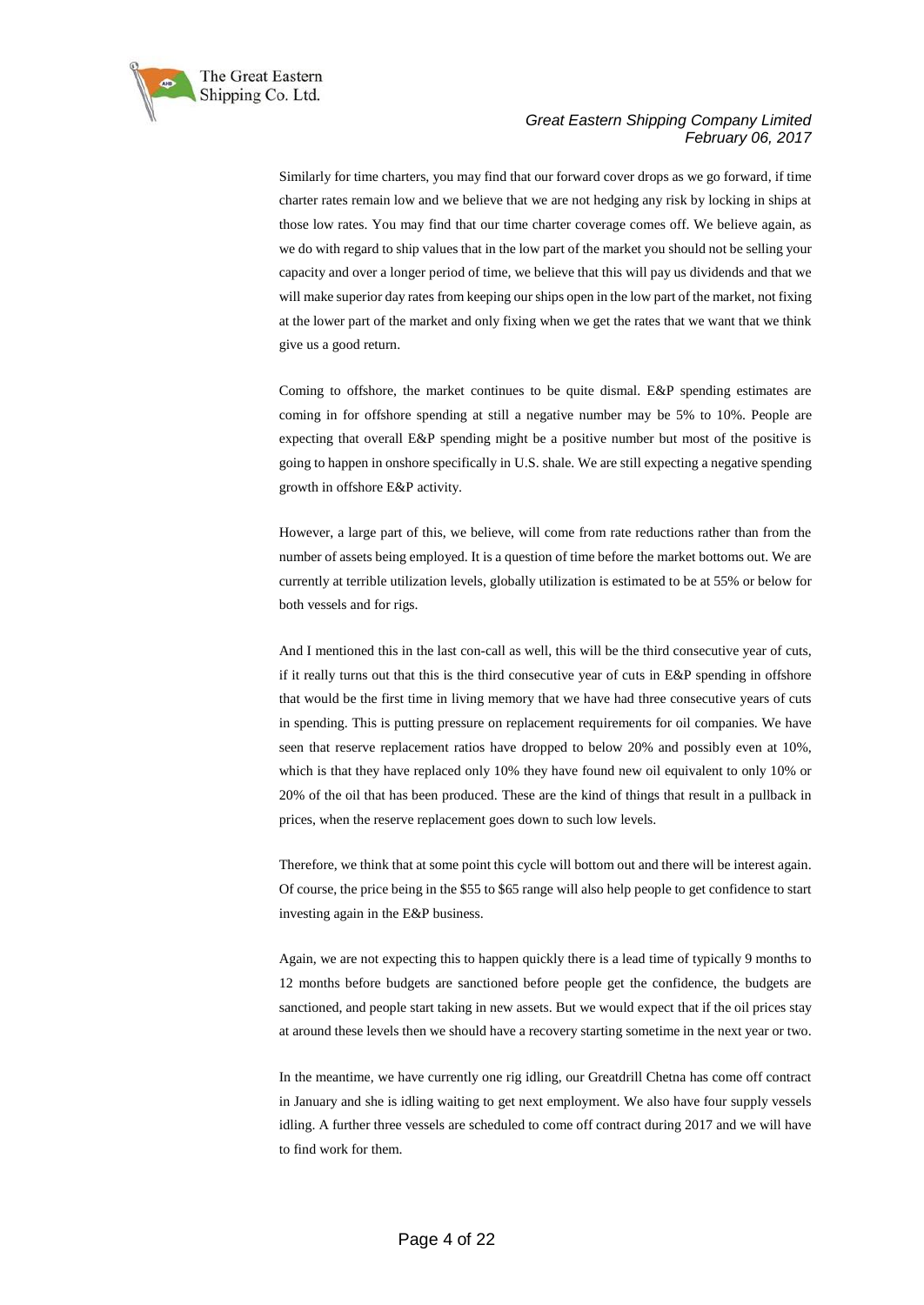Similarly for time charters, you may find that our forward cover drops as we go forward, if time charter rates remain low and we believe that we are not hedging any risk by locking in ships at those low rates. You may find that our time charter coverage comes off. We believe again, as we do with regard to ship values that in the low part of the market you should not be selling your capacity and over a longer period of time, we believe that this will pay us dividends and that we will make superior day rates from keeping our ships open in the low part of the market, not fixing at the lower part of the market and only fixing when we get the rates that we want that we think give us a good return.

Coming to offshore, the market continues to be quite dismal. E&P spending estimates are coming in for offshore spending at still a negative number may be 5% to 10%. People are expecting that overall E&P spending might be a positive number but most of the positive is going to happen in onshore specifically in U.S. shale. We are still expecting a negative spending growth in offshore E&P activity.

However, a large part of this, we believe, will come from rate reductions rather than from the number of assets being employed. It is a question of time before the market bottoms out. We are currently at terrible utilization levels, globally utilization is estimated to be at 55% or below for both vessels and for rigs.

And I mentioned this in the last con-call as well, this will be the third consecutive year of cuts, if it really turns out that this is the third consecutive year of cuts in E&P spending in offshore that would be the first time in living memory that we have had three consecutive years of cuts in spending. This is putting pressure on replacement requirements for oil companies. We have seen that reserve replacement ratios have dropped to below 20% and possibly even at 10%, which is that they have replaced only 10% they have found new oil equivalent to only 10% or 20% of the oil that has been produced. These are the kind of things that result in a pullback in prices, when the reserve replacement goes down to such low levels.

Therefore, we think that at some point this cycle will bottom out and there will be interest again. Of course, the price being in the $55 to $65 range will also help people to get confidence to start investing again in the E&P business.

Again, we are not expecting this to happen quickly there is a lead time of typically 9 months to 12 months before budgets are sanctioned before people get the confidence, the budgets are sanctioned, and people start taking in new assets. But we would expect that if the oil prices stay at around these levels then we should have a recovery starting sometime in the next year or two.

In the meantime, we have currently one rig idling, our Greatdrill Chetna has come off contract in January and she is idling waiting to get next employment. We also have four supply vessels idling. A further three vessels are scheduled to come off contract during 2017 and we will have to find work for them.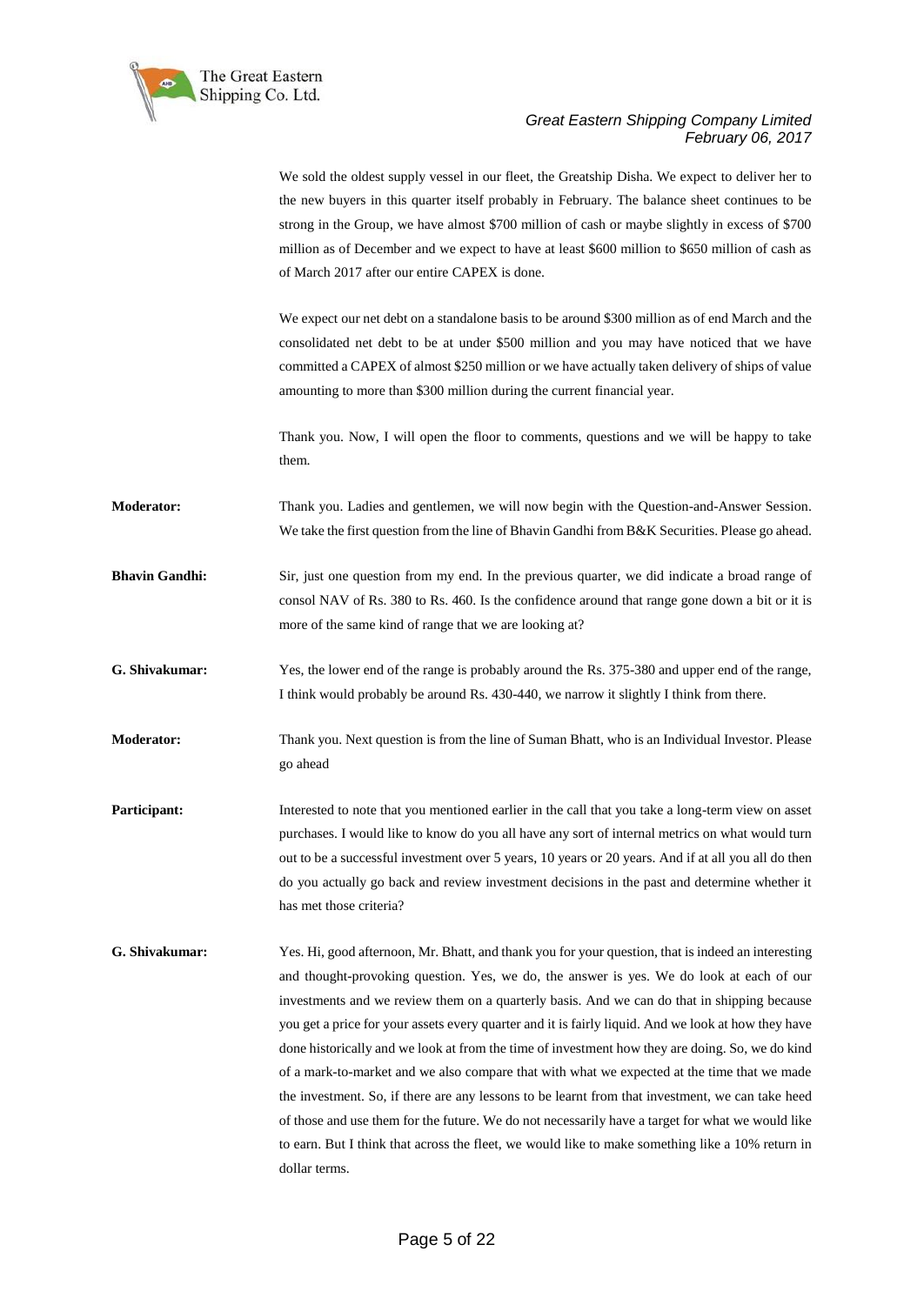We sold the oldest supply vessel in our fleet, the Greatship Disha. We expect to deliver her to the new buyers in this quarter itself probably in February. The balance sheet continues to be strong in the Group, we have almost $700 million of cash or maybe slightly in excess of $700 million as of December and we expect to have at least $600 million to $650 million of cash as of March 2017 after our entire CAPEX is done.

We expect our net debt on a standalone basis to be around $300 million as of end March and the consolidated net debt to be at under $500 million and you may have noticed that we have committed a CAPEX of almost $250 million or we have actually taken delivery of ships of value amounting to more than $300 million during the current financial year.

Thank you. Now, I will open the floor to comments, questions and we will be happy to take them.

**Moderator:** Thank you. Ladies and gentlemen, we will now begin with the Question-and-Answer Session. We take the first question from the line of Bhavin Gandhi from B&K Securities. Please go ahead.

**Bhavin Gandhi:** Sir, just one question from my end. In the previous quarter, we did indicate a broad range of consol NAV of Rs. 380 to Rs. 460. Is the confidence around that range gone down a bit or it is more of the same kind of range that we are looking at?

**G. Shivakumar:** Yes, the lower end of the range is probably around the Rs. 375-380 and upper end of the range, I think would probably be around Rs. 430-440, we narrow it slightly I think from there.

**Moderator:** Thank you. Next question is from the line of Suman Bhatt, who is an Individual Investor. Please go ahead

**Participant:** Interested to note that you mentioned earlier in the call that you take a long-term view on asset purchases. I would like to know do you all have any sort of internal metrics on what would turn out to be a successful investment over 5 years, 10 years or 20 years. And if at all you all do then do you actually go back and review investment decisions in the past and determine whether it has met those criteria?

**G. Shivakumar:** Yes. Hi, good afternoon, Mr. Bhatt, and thank you for your question, that is indeed an interesting and thought-provoking question. Yes, we do, the answer is yes. We do look at each of our investments and we review them on a quarterly basis. And we can do that in shipping because you get a price for your assets every quarter and it is fairly liquid. And we look at how they have done historically and we look at from the time of investment how they are doing. So, we do kind of a mark-to-market and we also compare that with what we expected at the time that we made the investment. So, if there are any lessons to be learnt from that investment, we can take heed of those and use them for the future. We do not necessarily have a target for what we would like to earn. But I think that across the fleet, we would like to make something like a 10% return in dollar terms.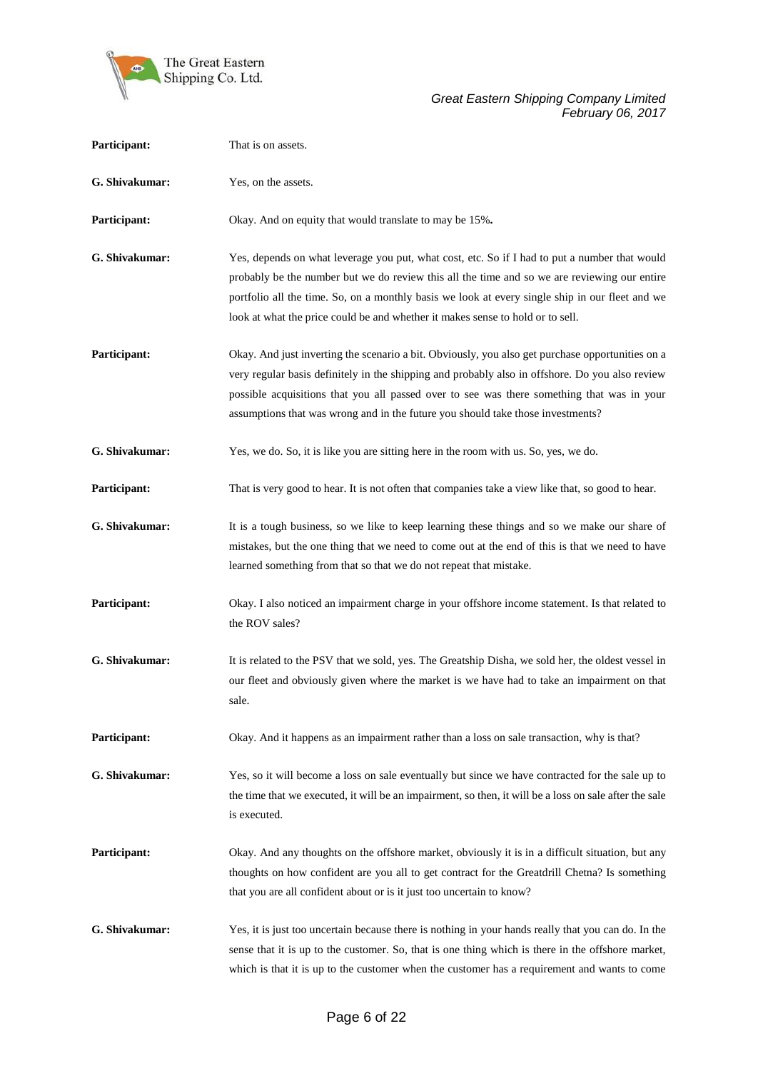**Participant:** That is on assets.

**G. Shivakumar:** Yes, on the assets.

**Participant:** Okay. And on equity that would translate to may be 15%**.**

**G. Shivakumar:** Yes, depends on what leverage you put, what cost, etc. So if I had to put a number that would probably be the number but we do review this all the time and so we are reviewing our entire portfolio all the time. So, on a monthly basis we look at every single ship in our fleet and we look at what the price could be and whether it makes sense to hold or to sell.

**Participant:** Okay. And just inverting the scenario a bit. Obviously, you also get purchase opportunities on a very regular basis definitely in the shipping and probably also in offshore. Do you also review possible acquisitions that you all passed over to see was there something that was in your assumptions that was wrong and in the future you should take those investments?

**G. Shivakumar:** Yes, we do. So, it is like you are sitting here in the room with us. So, yes, we do.

**Participant:** That is very good to hear. It is not often that companies take a view like that, so good to hear.

**G. Shivakumar:** It is a tough business, so we like to keep learning these things and so we make our share of mistakes, but the one thing that we need to come out at the end of this is that we need to have learned something from that so that we do not repeat that mistake.

**Participant:** Okay. I also noticed an impairment charge in your offshore income statement. Is that related to the ROV sales?

**G. Shivakumar:** It is related to the PSV that we sold, yes. The Greatship Disha, we sold her, the oldest vessel in our fleet and obviously given where the market is we have had to take an impairment on that sale.

**Participant:** Okay. And it happens as an impairment rather than a loss on sale transaction, why is that?

**G. Shivakumar:** Yes, so it will become a loss on sale eventually but since we have contracted for the sale up to the time that we executed, it will be an impairment, so then, it will be a loss on sale after the sale is executed.

**Participant:** Okay. And any thoughts on the offshore market, obviously it is in a difficult situation, but any thoughts on how confident are you all to get contract for the Greatdrill Chetna? Is something that you are all confident about or is it just too uncertain to know?

**G. Shivakumar:** Yes, it is just too uncertain because there is nothing in your hands really that you can do. In the sense that it is up to the customer. So, that is one thing which is there in the offshore market, which is that it is up to the customer when the customer has a requirement and wants to come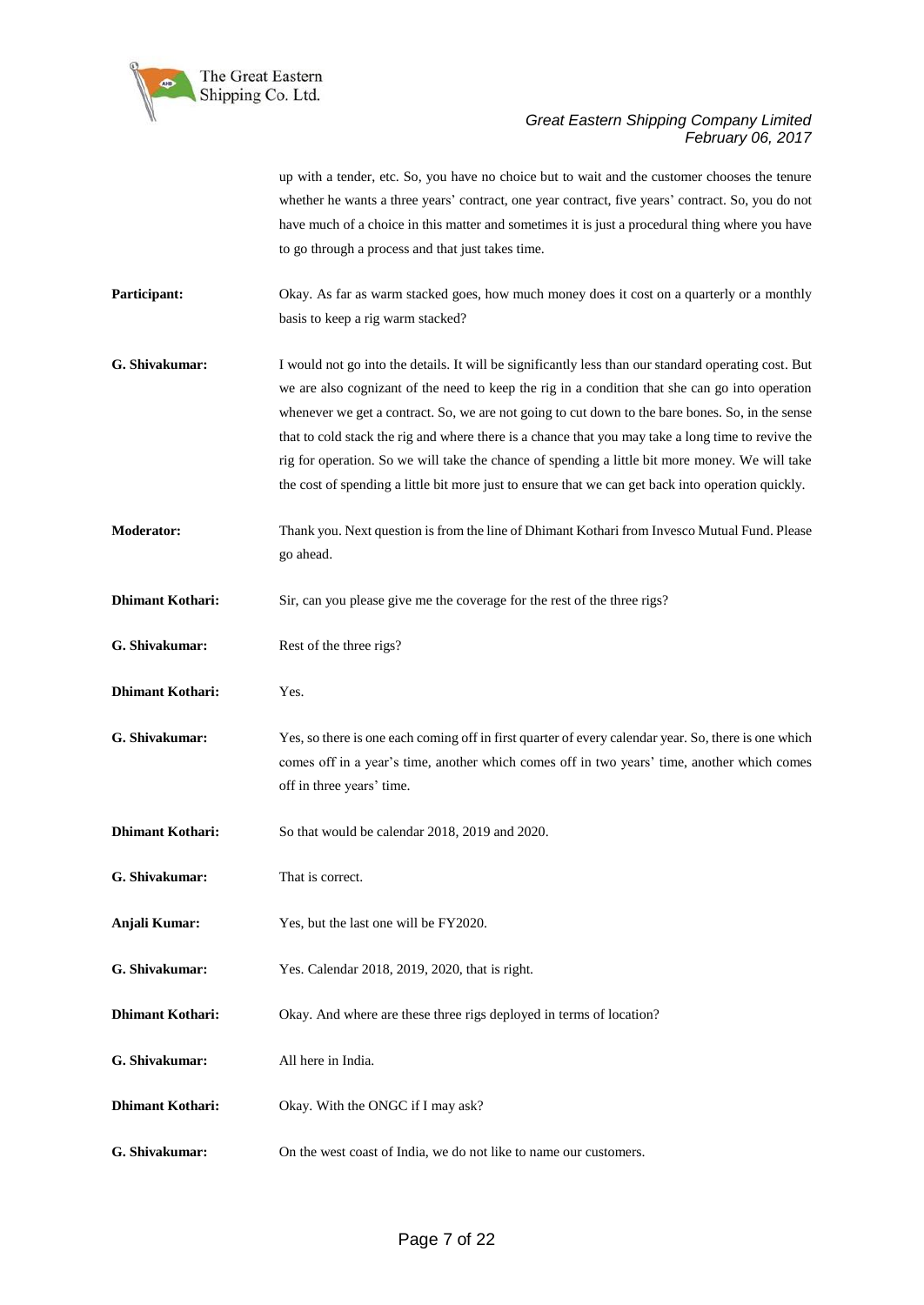up with a tender, etc. So, you have no choice but to wait and the customer chooses the tenure whether he wants a three years' contract, one year contract, five years' contract. So, you do not have much of a choice in this matter and sometimes it is just a procedural thing where you have to go through a process and that just takes time.

**Participant:** Okay. As far as warm stacked goes, how much money does it cost on a quarterly or a monthly basis to keep a rig warm stacked?

**G. Shivakumar:** I would not go into the details. It will be significantly less than our standard operating cost. But we are also cognizant of the need to keep the rig in a condition that she can go into operation whenever we get a contract. So, we are not going to cut down to the bare bones. So, in the sense that to cold stack the rig and where there is a chance that you may take a long time to revive the rig for operation. So we will take the chance of spending a little bit more money. We will take the cost of spending a little bit more just to ensure that we can get back into operation quickly.

**Moderator:** Thank you. Next question is from the line of Dhimant Kothari from Invesco Mutual Fund. Please go ahead.

**Dhimant Kothari:** Sir, can you please give me the coverage for the rest of the three rigs?

**G. Shivakumar:** Rest of the three rigs?

**Dhimant Kothari:** Yes.

**G. Shivakumar:** Yes, so there is one each coming off in first quarter of every calendar year. So, there is one which comes off in a year's time, another which comes off in two years' time, another which comes off in three years' time.

**Dhimant Kothari:** So that would be calendar 2018, 2019 and 2020.

**G. Shivakumar:** That is correct.

**Anjali Kumar:** Yes, but the last one will be FY2020.

**G. Shivakumar:** Yes. Calendar 2018, 2019, 2020, that is right.

**Dhimant Kothari:** Okay. And where are these three rigs deployed in terms of location?

**G. Shivakumar:** All here in India.

**Dhimant Kothari:** Okay. With the ONGC if I may ask?

**G. Shivakumar:** On the west coast of India, we do not like to name our customers.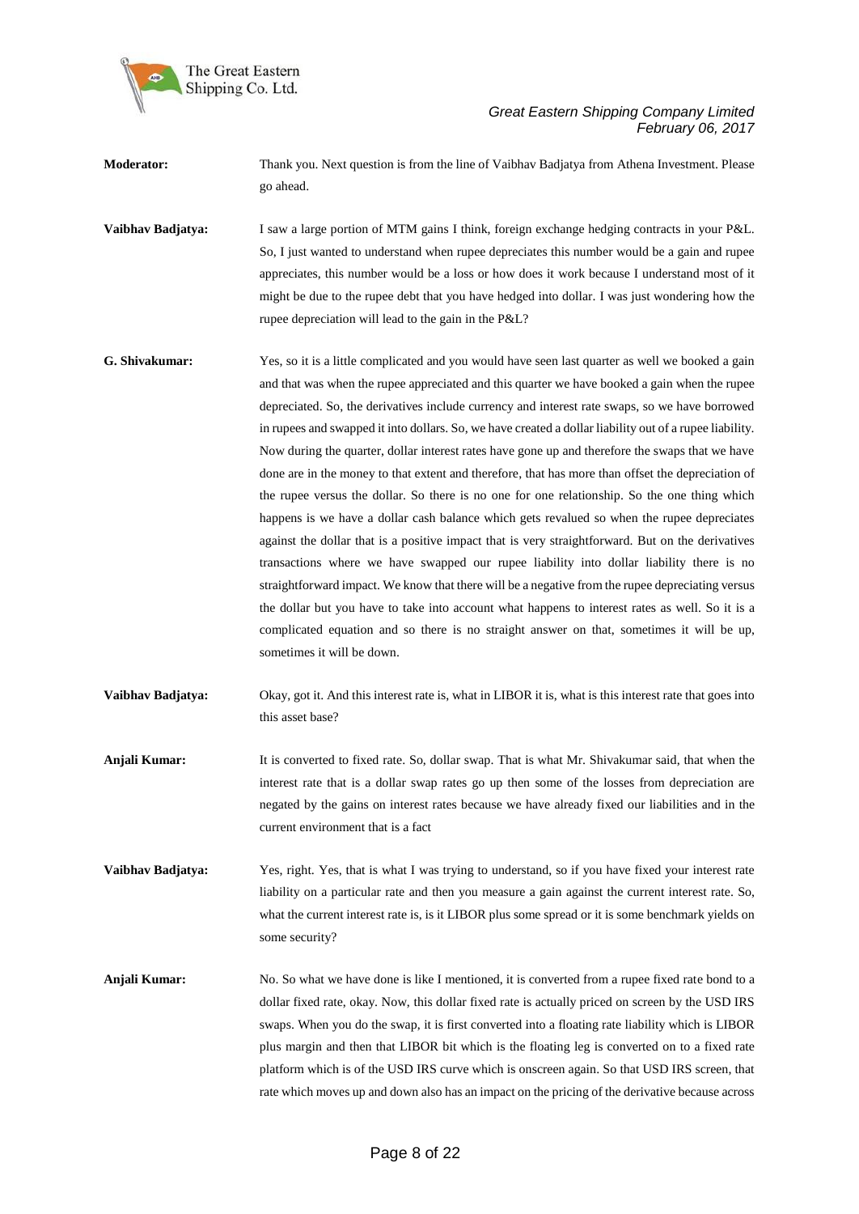**Moderator:** Thank you. Next question is from the line of Vaibhav Badjatya from Athena Investment. Please go ahead.

**Vaibhav Badjatya:** I saw a large portion of MTM gains I think, foreign exchange hedging contracts in your P&L. So, I just wanted to understand when rupee depreciates this number would be a gain and rupee appreciates, this number would be a loss or how does it work because I understand most of it might be due to the rupee debt that you have hedged into dollar. I was just wondering how the rupee depreciation will lead to the gain in the P&L?

**G. Shivakumar:** Yes, so it is a little complicated and you would have seen last quarter as well we booked a gain and that was when the rupee appreciated and this quarter we have booked a gain when the rupee depreciated. So, the derivatives include currency and interest rate swaps, so we have borrowed in rupees and swapped it into dollars. So, we have created a dollar liability out of a rupee liability. Now during the quarter, dollar interest rates have gone up and therefore the swaps that we have done are in the money to that extent and therefore, that has more than offset the depreciation of the rupee versus the dollar. So there is no one for one relationship. So the one thing which happens is we have a dollar cash balance which gets revalued so when the rupee depreciates against the dollar that is a positive impact that is very straightforward. But on the derivatives transactions where we have swapped our rupee liability into dollar liability there is no straightforward impact. We know that there will be a negative from the rupee depreciating versus the dollar but you have to take into account what happens to interest rates as well. So it is a complicated equation and so there is no straight answer on that, sometimes it will be up, sometimes it will be down.

**Vaibhav Badjatya:** Okay, got it. And this interest rate is, what in LIBOR it is, what is this interest rate that goes into this asset base?

**Anjali Kumar:** It is converted to fixed rate. So, dollar swap. That is what Mr. Shivakumar said, that when the interest rate that is a dollar swap rates go up then some of the losses from depreciation are negated by the gains on interest rates because we have already fixed our liabilities and in the current environment that is a fact

**Vaibhav Badjatya:** Yes, right. Yes, that is what I was trying to understand, so if you have fixed your interest rate liability on a particular rate and then you measure a gain against the current interest rate. So, what the current interest rate is, is it LIBOR plus some spread or it is some benchmark yields on some security?

**Anjali Kumar:** No. So what we have done is like I mentioned, it is converted from a rupee fixed rate bond to a dollar fixed rate, okay. Now, this dollar fixed rate is actually priced on screen by the USD IRS swaps. When you do the swap, it is first converted into a floating rate liability which is LIBOR plus margin and then that LIBOR bit which is the floating leg is converted on to a fixed rate platform which is of the USD IRS curve which is onscreen again. So that USD IRS screen, that rate which moves up and down also has an impact on the pricing of the derivative because across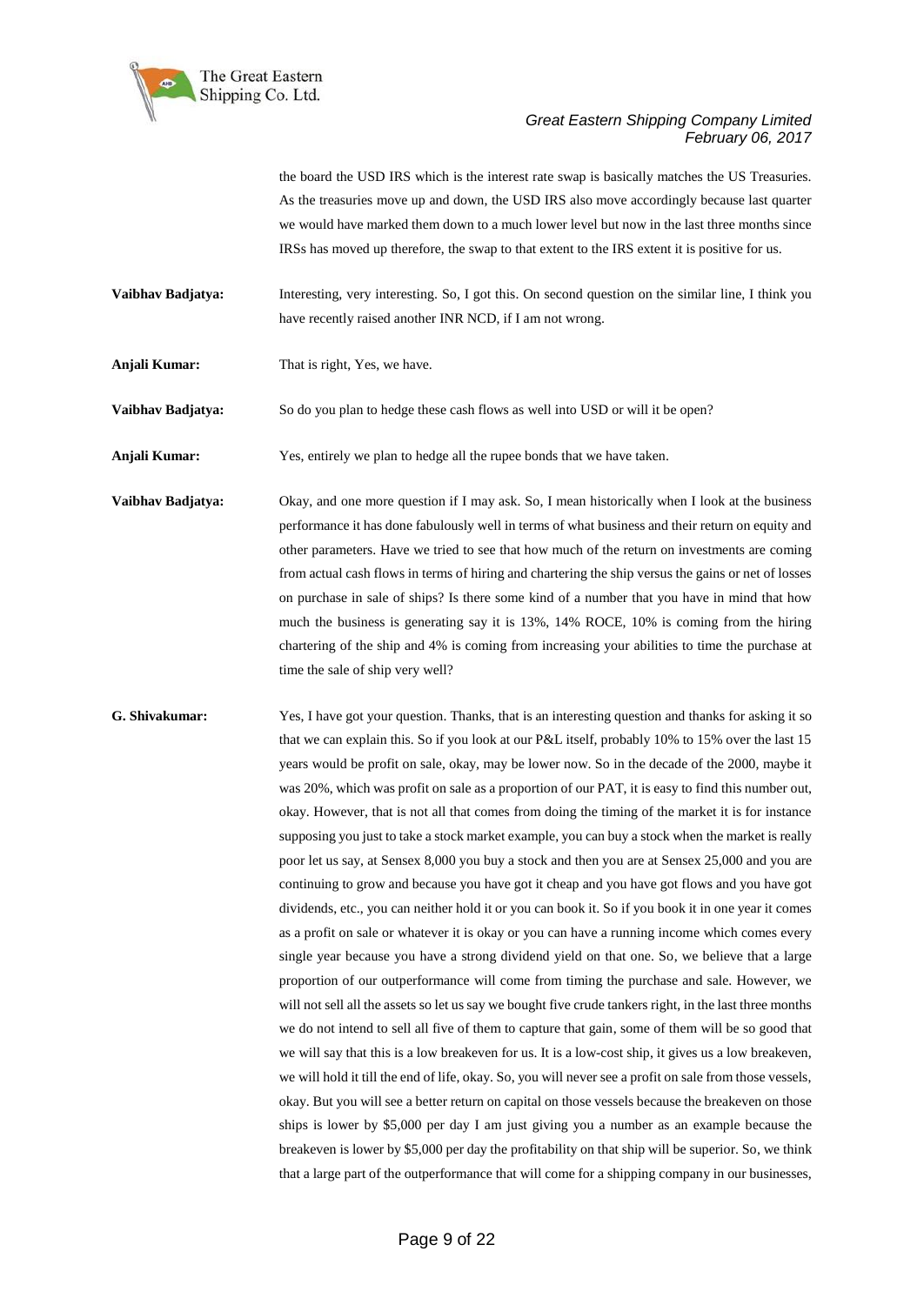the board the USD IRS which is the interest rate swap is basically matches the US Treasuries. As the treasuries move up and down, the USD IRS also move accordingly because last quarter we would have marked them down to a much lower level but now in the last three months since IRSs has moved up therefore, the swap to that extent to the IRS extent it is positive for us.

**Vaibhav Badjatya:** Interesting, very interesting. So, I got this. On second question on the similar line, I think you have recently raised another INR NCD, if I am not wrong.

**Anjali Kumar:** That is right, Yes, we have.

**Vaibhav Badjatya:** So do you plan to hedge these cash flows as well into USD or will it be open?

**Anjali Kumar:** Yes, entirely we plan to hedge all the rupee bonds that we have taken.

**Vaibhav Badjatya:** Okay, and one more question if I may ask. So, I mean historically when I look at the business performance it has done fabulously well in terms of what business and their return on equity and other parameters. Have we tried to see that how much of the return on investments are coming from actual cash flows in terms of hiring and chartering the ship versus the gains or net of losses on purchase in sale of ships? Is there some kind of a number that you have in mind that how much the business is generating say it is 13%, 14% ROCE, 10% is coming from the hiring chartering of the ship and 4% is coming from increasing your abilities to time the purchase at time the sale of ship very well?

**G. Shivakumar:** Yes, I have got your question. Thanks, that is an interesting question and thanks for asking it so that we can explain this. So if you look at our P&L itself, probably 10% to 15% over the last 15 years would be profit on sale, okay, may be lower now. So in the decade of the 2000, maybe it was 20%, which was profit on sale as a proportion of our PAT, it is easy to find this number out, okay. However, that is not all that comes from doing the timing of the market it is for instance supposing you just to take a stock market example, you can buy a stock when the market is really poor let us say, at Sensex 8,000 you buy a stock and then you are at Sensex 25,000 and you are continuing to grow and because you have got it cheap and you have got flows and you have got dividends, etc., you can neither hold it or you can book it. So if you book it in one year it comes as a profit on sale or whatever it is okay or you can have a running income which comes every single year because you have a strong dividend yield on that one. So, we believe that a large proportion of our outperformance will come from timing the purchase and sale. However, we will not sell all the assets so let us say we bought five crude tankers right, in the last three months we do not intend to sell all five of them to capture that gain, some of them will be so good that we will say that this is a low breakeven for us. It is a low-cost ship, it gives us a low breakeven, we will hold it till the end of life, okay. So, you will never see a profit on sale from those vessels, okay. But you will see a better return on capital on those vessels because the breakeven on those ships is lower by $5,000 per day I am just giving you a number as an example because the breakeven is lower by $5,000 per day the profitability on that ship will be superior. So, we think that a large part of the outperformance that will come for a shipping company in our businesses,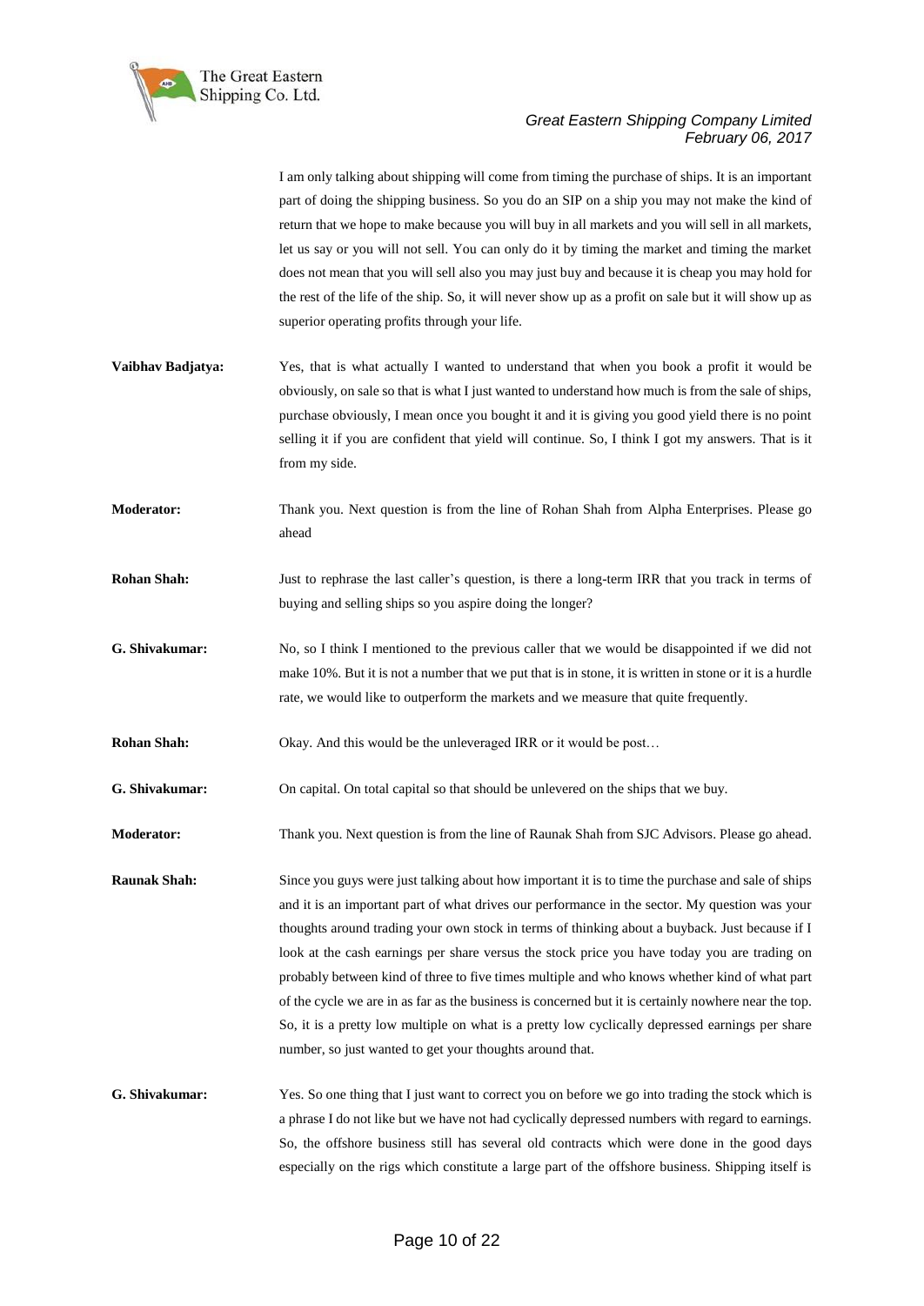I am only talking about shipping will come from timing the purchase of ships. It is an important part of doing the shipping business. So you do an SIP on a ship you may not make the kind of return that we hope to make because you will buy in all markets and you will sell in all markets, let us say or you will not sell. You can only do it by timing the market and timing the market does not mean that you will sell also you may just buy and because it is cheap you may hold for the rest of the life of the ship. So, it will never show up as a profit on sale but it will show up as superior operating profits through your life.

**Vaibhav Badjatya:** Yes, that is what actually I wanted to understand that when you book a profit it would be obviously, on sale so that is what I just wanted to understand how much is from the sale of ships, purchase obviously, I mean once you bought it and it is giving you good yield there is no point selling it if you are confident that yield will continue. So, I think I got my answers. That is it from my side.

**Moderator:** Thank you. Next question is from the line of Rohan Shah from Alpha Enterprises. Please go ahead

**Rohan Shah:** Just to rephrase the last caller's question, is there a long-term IRR that you track in terms of buying and selling ships so you aspire doing the longer?

**G. Shivakumar:** No, so I think I mentioned to the previous caller that we would be disappointed if we did not make 10%. But it is not a number that we put that is in stone, it is written in stone or it is a hurdle rate, we would like to outperform the markets and we measure that quite frequently.

**Rohan Shah:** Okay. And this would be the unleveraged IRR or it would be post…

**G. Shivakumar:** On capital. On total capital so that should be unlevered on the ships that we buy.

**Moderator:** Thank you. Next question is from the line of Raunak Shah from SJC Advisors. Please go ahead.

**Raunak Shah:** Since you guys were just talking about how important it is to time the purchase and sale of ships and it is an important part of what drives our performance in the sector. My question was your thoughts around trading your own stock in terms of thinking about a buyback. Just because if I look at the cash earnings per share versus the stock price you have today you are trading on probably between kind of three to five times multiple and who knows whether kind of what part of the cycle we are in as far as the business is concerned but it is certainly nowhere near the top. So, it is a pretty low multiple on what is a pretty low cyclically depressed earnings per share number, so just wanted to get your thoughts around that.

**G. Shivakumar:** Yes. So one thing that I just want to correct you on before we go into trading the stock which is a phrase I do not like but we have not had cyclically depressed numbers with regard to earnings. So, the offshore business still has several old contracts which were done in the good days especially on the rigs which constitute a large part of the offshore business. Shipping itself is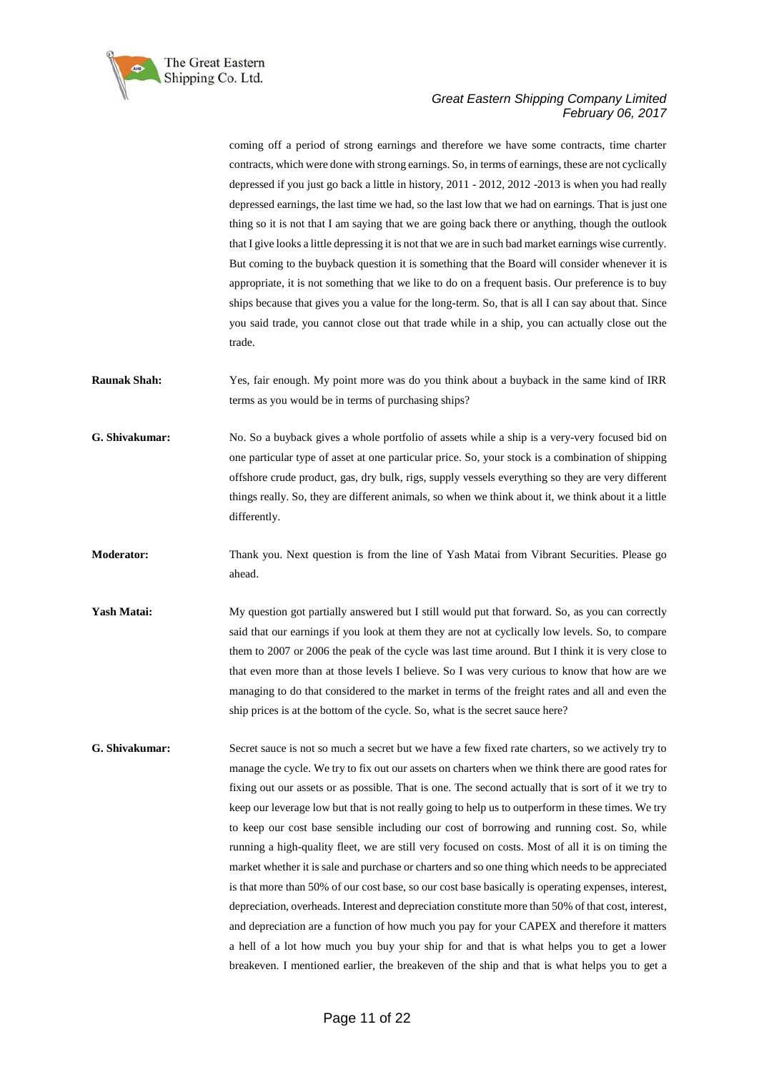coming off a period of strong earnings and therefore we have some contracts, time charter contracts, which were done with strong earnings. So, in terms of earnings, these are not cyclically depressed if you just go back a little in history, 2011 - 2012, 2012 -2013 is when you had really depressed earnings, the last time we had, so the last low that we had on earnings. That is just one thing so it is not that I am saying that we are going back there or anything, though the outlook that I give looks a little depressing it is not that we are in such bad market earnings wise currently. But coming to the buyback question it is something that the Board will consider whenever it is appropriate, it is not something that we like to do on a frequent basis. Our preference is to buy ships because that gives you a value for the long-term. So, that is all I can say about that. Since you said trade, you cannot close out that trade while in a ship, you can actually close out the trade.

**Raunak Shah:** Yes, fair enough. My point more was do you think about a buyback in the same kind of IRR terms as you would be in terms of purchasing ships?

**G. Shivakumar:** No. So a buyback gives a whole portfolio of assets while a ship is a very-very focused bid on one particular type of asset at one particular price. So, your stock is a combination of shipping offshore crude product, gas, dry bulk, rigs, supply vessels everything so they are very different things really. So, they are different animals, so when we think about it, we think about it a little differently.

**Moderator:** Thank you. Next question is from the line of Yash Matai from Vibrant Securities. Please go ahead.

**Yash Matai:** My question got partially answered but I still would put that forward. So, as you can correctly said that our earnings if you look at them they are not at cyclically low levels. So, to compare them to 2007 or 2006 the peak of the cycle was last time around. But I think it is very close to that even more than at those levels I believe. So I was very curious to know that how are we managing to do that considered to the market in terms of the freight rates and all and even the ship prices is at the bottom of the cycle. So, what is the secret sauce here?

**G. Shivakumar:** Secret sauce is not so much a secret but we have a few fixed rate charters, so we actively try to manage the cycle. We try to fix out our assets on charters when we think there are good rates for fixing out our assets or as possible. That is one. The second actually that is sort of it we try to keep our leverage low but that is not really going to help us to outperform in these times. We try to keep our cost base sensible including our cost of borrowing and running cost. So, while running a high-quality fleet, we are still very focused on costs. Most of all it is on timing the market whether it is sale and purchase or charters and so one thing which needs to be appreciated is that more than 50% of our cost base, so our cost base basically is operating expenses, interest, depreciation, overheads. Interest and depreciation constitute more than 50% of that cost, interest, and depreciation are a function of how much you pay for your CAPEX and therefore it matters a hell of a lot how much you buy your ship for and that is what helps you to get a lower breakeven. I mentioned earlier, the breakeven of the ship and that is what helps you to get a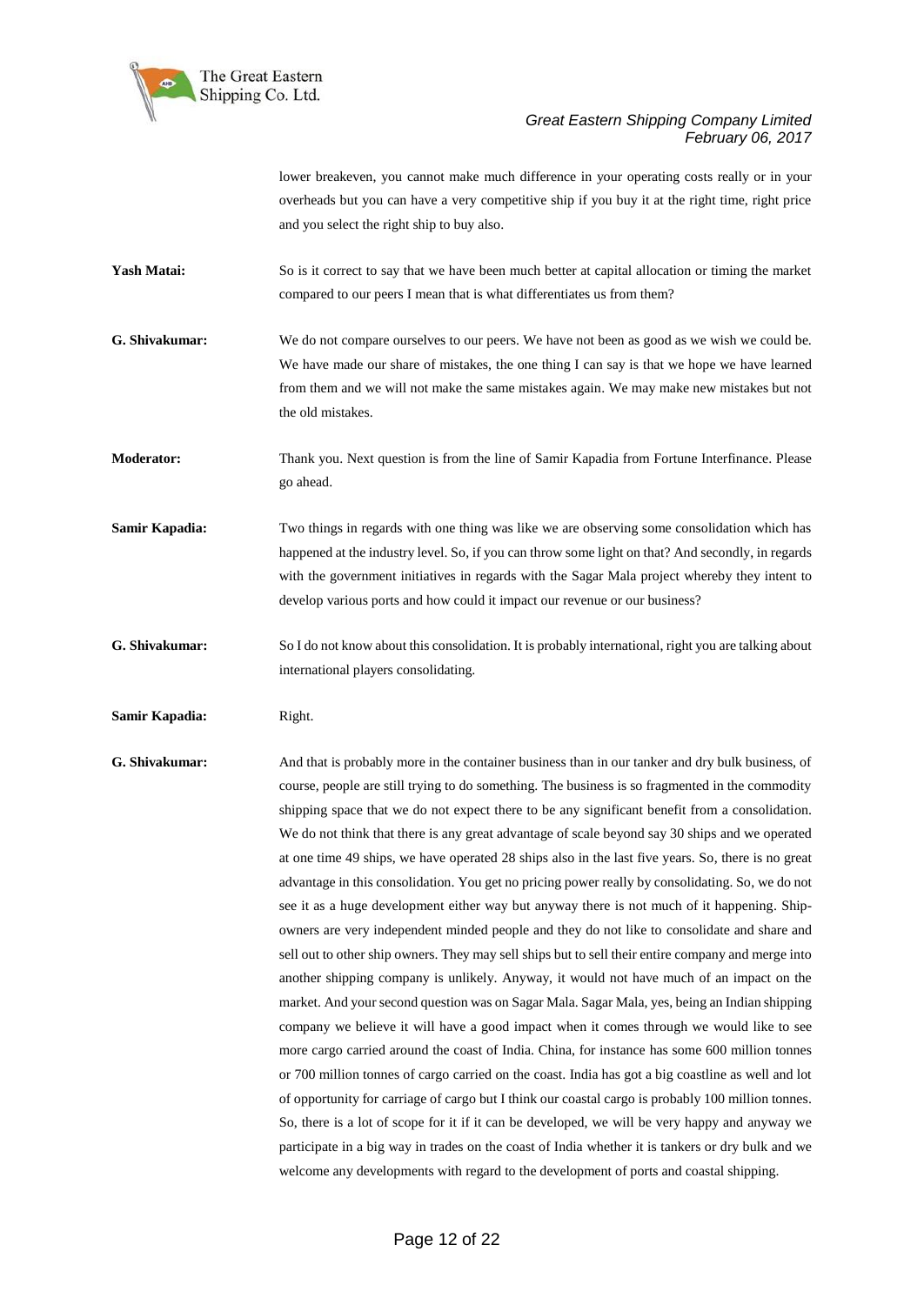lower breakeven, you cannot make much difference in your operating costs really or in your overheads but you can have a very competitive ship if you buy it at the right time, right price and you select the right ship to buy also.

**Yash Matai:** So is it correct to say that we have been much better at capital allocation or timing the market compared to our peers I mean that is what differentiates us from them?

**G. Shivakumar:** We do not compare ourselves to our peers. We have not been as good as we wish we could be. We have made our share of mistakes, the one thing I can say is that we hope we have learned from them and we will not make the same mistakes again. We may make new mistakes but not the old mistakes.

**Moderator:** Thank you. Next question is from the line of Samir Kapadia from Fortune Interfinance. Please go ahead.

**Samir Kapadia:** Two things in regards with one thing was like we are observing some consolidation which has happened at the industry level. So, if you can throw some light on that? And secondly, in regards with the government initiatives in regards with the Sagar Mala project whereby they intent to develop various ports and how could it impact our revenue or our business?

**G. Shivakumar:** So I do not know about this consolidation. It is probably international, right you are talking about international players consolidating.

**Samir Kapadia:** Right.

**G. Shivakumar:** And that is probably more in the container business than in our tanker and dry bulk business, of course, people are still trying to do something. The business is so fragmented in the commodity shipping space that we do not expect there to be any significant benefit from a consolidation. We do not think that there is any great advantage of scale beyond say 30 ships and we operated at one time 49 ships, we have operated 28 ships also in the last five years. So, there is no great advantage in this consolidation. You get no pricing power really by consolidating. So, we do not see it as a huge development either way but anyway there is not much of it happening. Ship-owners are very independent minded people and they do not like to consolidate and share and sell out to other ship owners. They may sell ships but to sell their entire company and merge into another shipping company is unlikely. Anyway, it would not have much of an impact on the market. And your second question was on Sagar Mala. Sagar Mala, yes, being an Indian shipping company we believe it will have a good impact when it comes through we would like to see more cargo carried around the coast of India. China, for instance has some 600 million tonnes or 700 million tonnes of cargo carried on the coast. India has got a big coastline as well and lot of opportunity for carriage of cargo but I think our coastal cargo is probably 100 million tonnes. So, there is a lot of scope for it if it can be developed, we will be very happy and anyway we participate in a big way in trades on the coast of India whether it is tankers or dry bulk and we welcome any developments with regard to the development of ports and coastal shipping.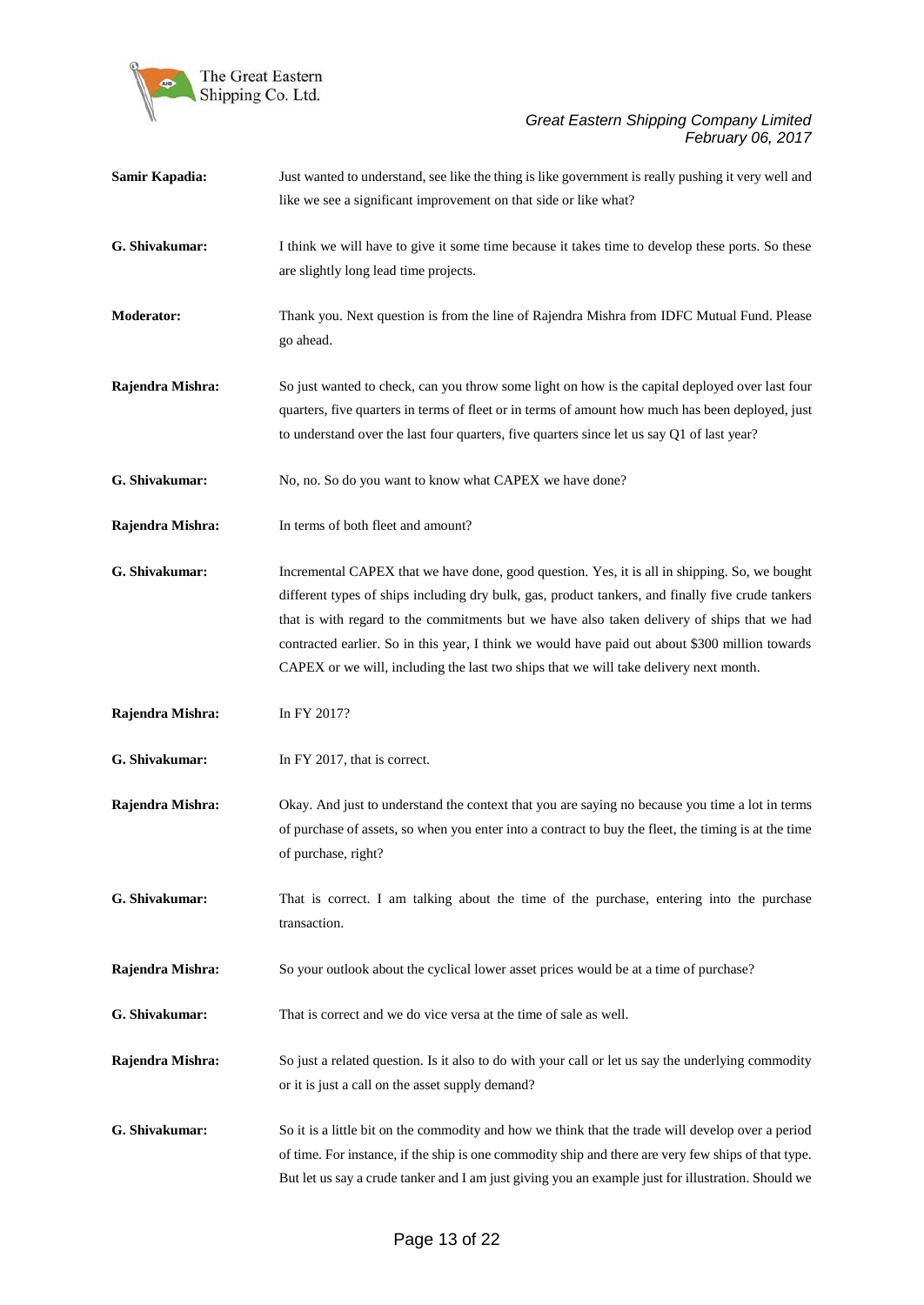**Samir Kapadia:** Just wanted to understand, see like the thing is like government is really pushing it very well and like we see a significant improvement on that side or like what?

**G. Shivakumar:** I think we will have to give it some time because it takes time to develop these ports. So these are slightly long lead time projects.

**Moderator:** Thank you. Next question is from the line of Rajendra Mishra from IDFC Mutual Fund. Please go ahead.

**Rajendra Mishra:** So just wanted to check, can you throw some light on how is the capital deployed over last four quarters, five quarters in terms of fleet or in terms of amount how much has been deployed, just to understand over the last four quarters, five quarters since let us say Q1 of last year?

**G. Shivakumar:** No, no. So do you want to know what CAPEX we have done?

**Rajendra Mishra:** In terms of both fleet and amount?

**G. Shivakumar:** Incremental CAPEX that we have done, good question. Yes, it is all in shipping. So, we bought different types of ships including dry bulk, gas, product tankers, and finally five crude tankers that is with regard to the commitments but we have also taken delivery of ships that we had contracted earlier. So in this year, I think we would have paid out about $300 million towards CAPEX or we will, including the last two ships that we will take delivery next month.

**Rajendra Mishra:** In FY 2017?

**G. Shivakumar:** In FY 2017, that is correct.

**Rajendra Mishra:** Okay. And just to understand the context that you are saying no because you time a lot in terms of purchase of assets, so when you enter into a contract to buy the fleet, the timing is at the time of purchase, right?

**G. Shivakumar:** That is correct. I am talking about the time of the purchase, entering into the purchase transaction.

**Rajendra Mishra:** So your outlook about the cyclical lower asset prices would be at a time of purchase?

**G. Shivakumar:** That is correct and we do vice versa at the time of sale as well.

**Rajendra Mishra:** So just a related question. Is it also to do with your call or let us say the underlying commodity or it is just a call on the asset supply demand?

**G. Shivakumar:** So it is a little bit on the commodity and how we think that the trade will develop over a period of time. For instance, if the ship is one commodity ship and there are very few ships of that type. But let us say a crude tanker and I am just giving you an example just for illustration. Should we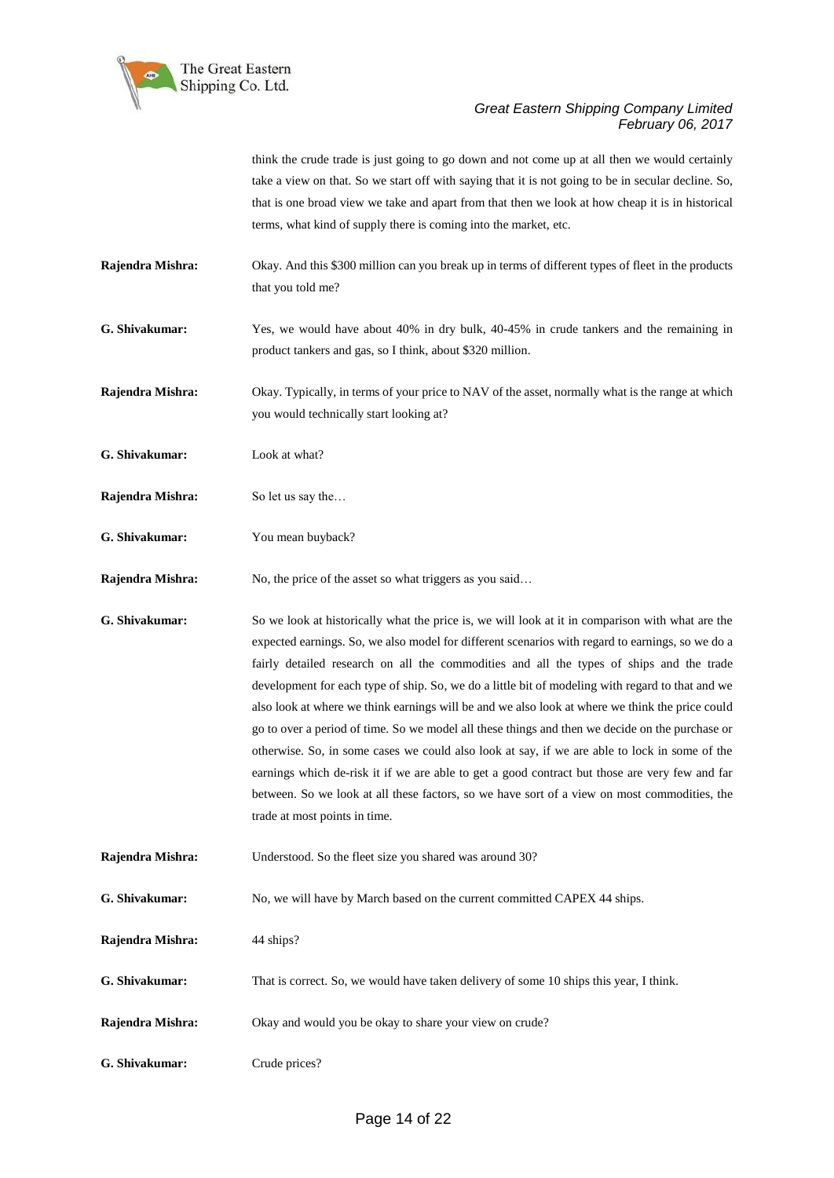think the crude trade is just going to go down and not come up at all then we would certainly take a view on that. So we start off with saying that it is not going to be in secular decline. So, that is one broad view we take and apart from that then we look at how cheap it is in historical terms, what kind of supply there is coming into the market, etc.

**Rajendra Mishra:** Okay. And this $300 million can you break up in terms of different types of fleet in the products that you told me?

**G. Shivakumar:** Yes, we would have about 40% in dry bulk, 40-45% in crude tankers and the remaining in product tankers and gas, so I think, about $320 million.

**Rajendra Mishra:** Okay. Typically, in terms of your price to NAV of the asset, normally what is the range at which you would technically start looking at?

**G. Shivakumar:** Look at what?

**Rajendra Mishra:** So let us say the…

**G. Shivakumar:** You mean buyback?

**Rajendra Mishra:** No, the price of the asset so what triggers as you said…

**G. Shivakumar:** So we look at historically what the price is, we will look at it in comparison with what are the expected earnings. So, we also model for different scenarios with regard to earnings, so we do a fairly detailed research on all the commodities and all the types of ships and the trade development for each type of ship. So, we do a little bit of modeling with regard to that and we also look at where we think earnings will be and we also look at where we think the price could go to over a period of time. So we model all these things and then we decide on the purchase or otherwise. So, in some cases we could also look at say, if we are able to lock in some of the earnings which de-risk it if we are able to get a good contract but those are very few and far between. So we look at all these factors, so we have sort of a view on most commodities, the trade at most points in time.

**Rajendra Mishra:** Understood. So the fleet size you shared was around 30?

**G. Shivakumar:** No, we will have by March based on the current committed CAPEX 44 ships.

**Rajendra Mishra:** 44 ships?

**G. Shivakumar:** That is correct. So, we would have taken delivery of some 10 ships this year, I think.

**Rajendra Mishra:** Okay and would you be okay to share your view on crude?

**G. Shivakumar:** Crude prices?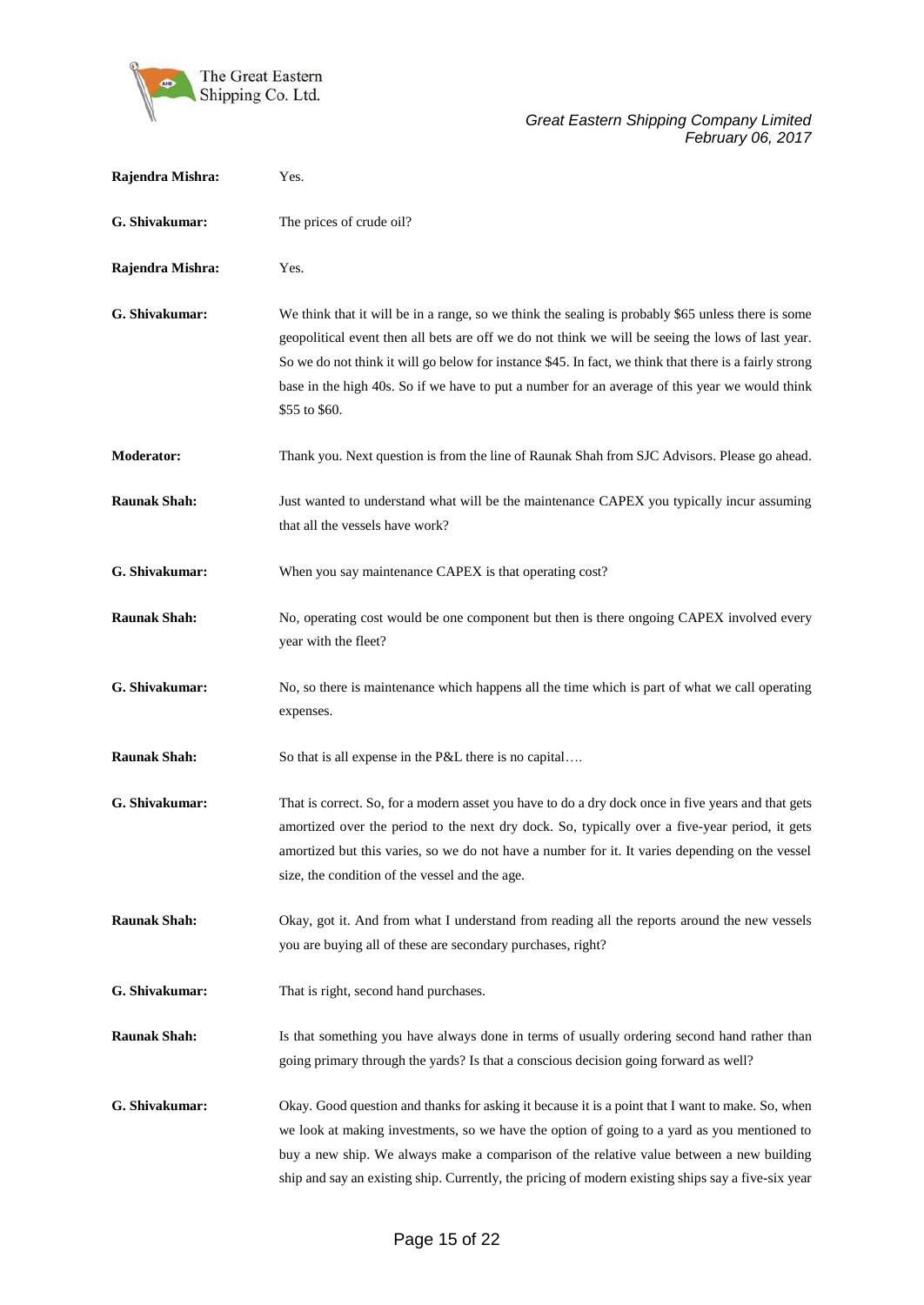**Rajendra Mishra:** Yes.

**G. Shivakumar:** The prices of crude oil?

**Rajendra Mishra:** Yes.

**G. Shivakumar:** We think that it will be in a range, so we think the sealing is probably $65 unless there is some geopolitical event then all bets are off we do not think we will be seeing the lows of last year. So we do not think it will go below for instance $45. In fact, we think that there is a fairly strong base in the high 40s. So if we have to put a number for an average of this year we would think $55 to $60.

**Moderator:** Thank you. Next question is from the line of Raunak Shah from SJC Advisors. Please go ahead.

**Raunak Shah:** Just wanted to understand what will be the maintenance CAPEX you typically incur assuming that all the vessels have work?

**G. Shivakumar:** When you say maintenance CAPEX is that operating cost?

**Raunak Shah:** No, operating cost would be one component but then is there ongoing CAPEX involved every year with the fleet?

**G. Shivakumar:** No, so there is maintenance which happens all the time which is part of what we call operating expenses.

**Raunak Shah:** So that is all expense in the P&L there is no capital….

**G. Shivakumar:** That is correct. So, for a modern asset you have to do a dry dock once in five years and that gets amortized over the period to the next dry dock. So, typically over a five-year period, it gets amortized but this varies, so we do not have a number for it. It varies depending on the vessel size, the condition of the vessel and the age.

**Raunak Shah:** Okay, got it. And from what I understand from reading all the reports around the new vessels you are buying all of these are secondary purchases, right?

**G. Shivakumar:** That is right, second hand purchases.

**Raunak Shah:** Is that something you have always done in terms of usually ordering second hand rather than going primary through the yards? Is that a conscious decision going forward as well?

**G. Shivakumar:** Okay. Good question and thanks for asking it because it is a point that I want to make. So, when we look at making investments, so we have the option of going to a yard as you mentioned to buy a new ship. We always make a comparison of the relative value between a new building ship and say an existing ship. Currently, the pricing of modern existing ships say a five-six year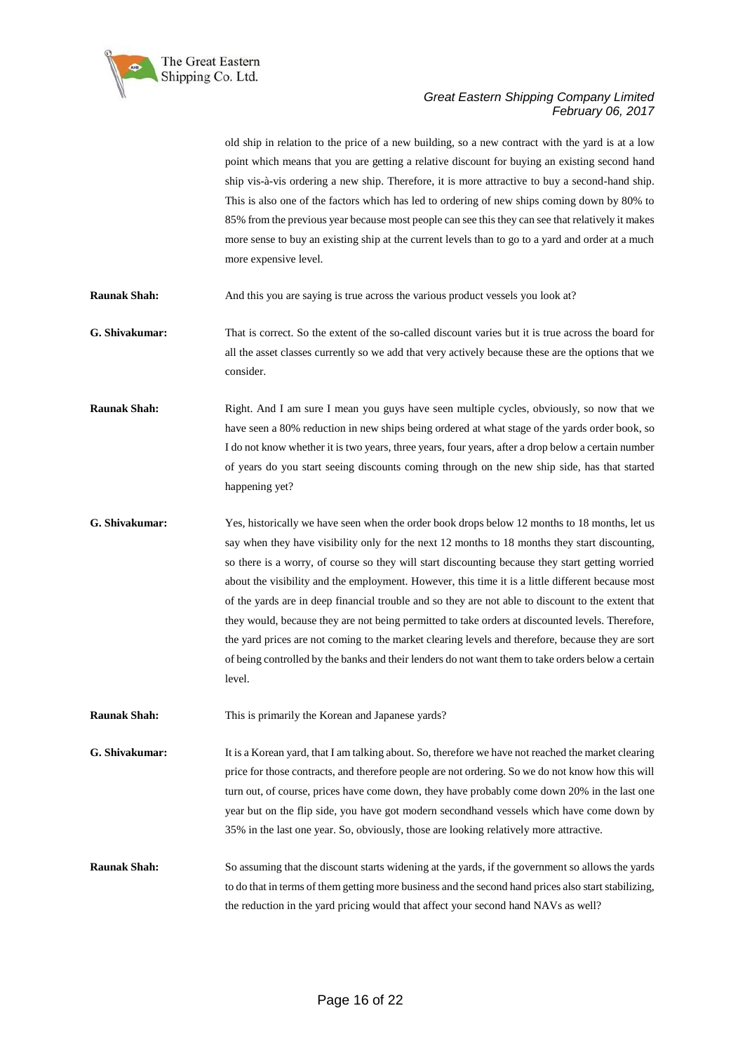old ship in relation to the price of a new building, so a new contract with the yard is at a low point which means that you are getting a relative discount for buying an existing second hand ship vis-à-vis ordering a new ship. Therefore, it is more attractive to buy a second-hand ship. This is also one of the factors which has led to ordering of new ships coming down by 80% to 85% from the previous year because most people can see this they can see that relatively it makes more sense to buy an existing ship at the current levels than to go to a yard and order at a much more expensive level.

**Raunak Shah:** And this you are saying is true across the various product vessels you look at?

**G. Shivakumar:** That is correct. So the extent of the so-called discount varies but it is true across the board for all the asset classes currently so we add that very actively because these are the options that we consider.

**Raunak Shah:** Right. And I am sure I mean you guys have seen multiple cycles, obviously, so now that we have seen a 80% reduction in new ships being ordered at what stage of the yards order book, so I do not know whether it is two years, three years, four years, after a drop below a certain number of years do you start seeing discounts coming through on the new ship side, has that started happening yet?

**G. Shivakumar:** Yes, historically we have seen when the order book drops below 12 months to 18 months, let us say when they have visibility only for the next 12 months to 18 months they start discounting, so there is a worry, of course so they will start discounting because they start getting worried about the visibility and the employment. However, this time it is a little different because most of the yards are in deep financial trouble and so they are not able to discount to the extent that they would, because they are not being permitted to take orders at discounted levels. Therefore, the yard prices are not coming to the market clearing levels and therefore, because they are sort of being controlled by the banks and their lenders do not want them to take orders below a certain level.

**Raunak Shah:** This is primarily the Korean and Japanese yards?

**G. Shivakumar:** It is a Korean yard, that I am talking about. So, therefore we have not reached the market clearing price for those contracts, and therefore people are not ordering. So we do not know how this will turn out, of course, prices have come down, they have probably come down 20% in the last one year but on the flip side, you have got modern secondhand vessels which have come down by 35% in the last one year. So, obviously, those are looking relatively more attractive.

**Raunak Shah:** So assuming that the discount starts widening at the yards, if the government so allows the yards to do that in terms of them getting more business and the second hand prices also start stabilizing, the reduction in the yard pricing would that affect your second hand NAVs as well?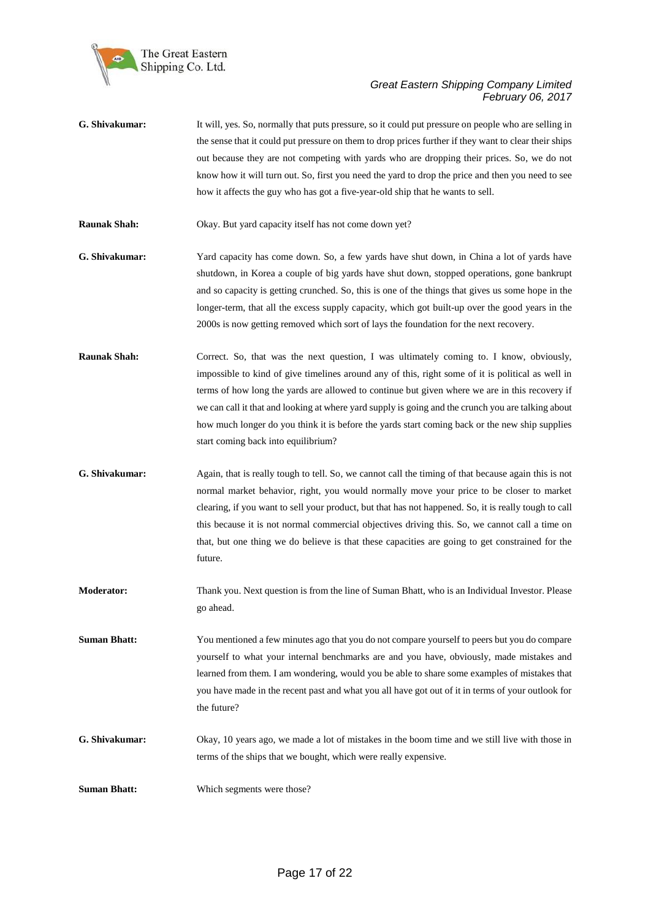**G. Shivakumar:** It will, yes. So, normally that puts pressure, so it could put pressure on people who are selling in the sense that it could put pressure on them to drop prices further if they want to clear their ships out because they are not competing with yards who are dropping their prices. So, we do not know how it will turn out. So, first you need the yard to drop the price and then you need to see how it affects the guy who has got a five-year-old ship that he wants to sell.

**Raunak Shah:** Okay. But yard capacity itself has not come down yet?

**G. Shivakumar:** Yard capacity has come down. So, a few yards have shut down, in China a lot of yards have shutdown, in Korea a couple of big yards have shut down, stopped operations, gone bankrupt and so capacity is getting crunched. So, this is one of the things that gives us some hope in the longer-term, that all the excess supply capacity, which got built-up over the good years in the 2000s is now getting removed which sort of lays the foundation for the next recovery.

**Raunak Shah:** Correct. So, that was the next question, I was ultimately coming to. I know, obviously, impossible to kind of give timelines around any of this, right some of it is political as well in terms of how long the yards are allowed to continue but given where we are in this recovery if we can call it that and looking at where yard supply is going and the crunch you are talking about how much longer do you think it is before the yards start coming back or the new ship supplies start coming back into equilibrium?

**G. Shivakumar:** Again, that is really tough to tell. So, we cannot call the timing of that because again this is not normal market behavior, right, you would normally move your price to be closer to market clearing, if you want to sell your product, but that has not happened. So, it is really tough to call this because it is not normal commercial objectives driving this. So, we cannot call a time on that, but one thing we do believe is that these capacities are going to get constrained for the future.

**Moderator:** Thank you. Next question is from the line of Suman Bhatt, who is an Individual Investor. Please go ahead.

**Suman Bhatt:** You mentioned a few minutes ago that you do not compare yourself to peers but you do compare yourself to what your internal benchmarks are and you have, obviously, made mistakes and learned from them. I am wondering, would you be able to share some examples of mistakes that you have made in the recent past and what you all have got out of it in terms of your outlook for the future?

**G. Shivakumar:** Okay, 10 years ago, we made a lot of mistakes in the boom time and we still live with those in terms of the ships that we bought, which were really expensive.

**Suman Bhatt:** Which segments were those?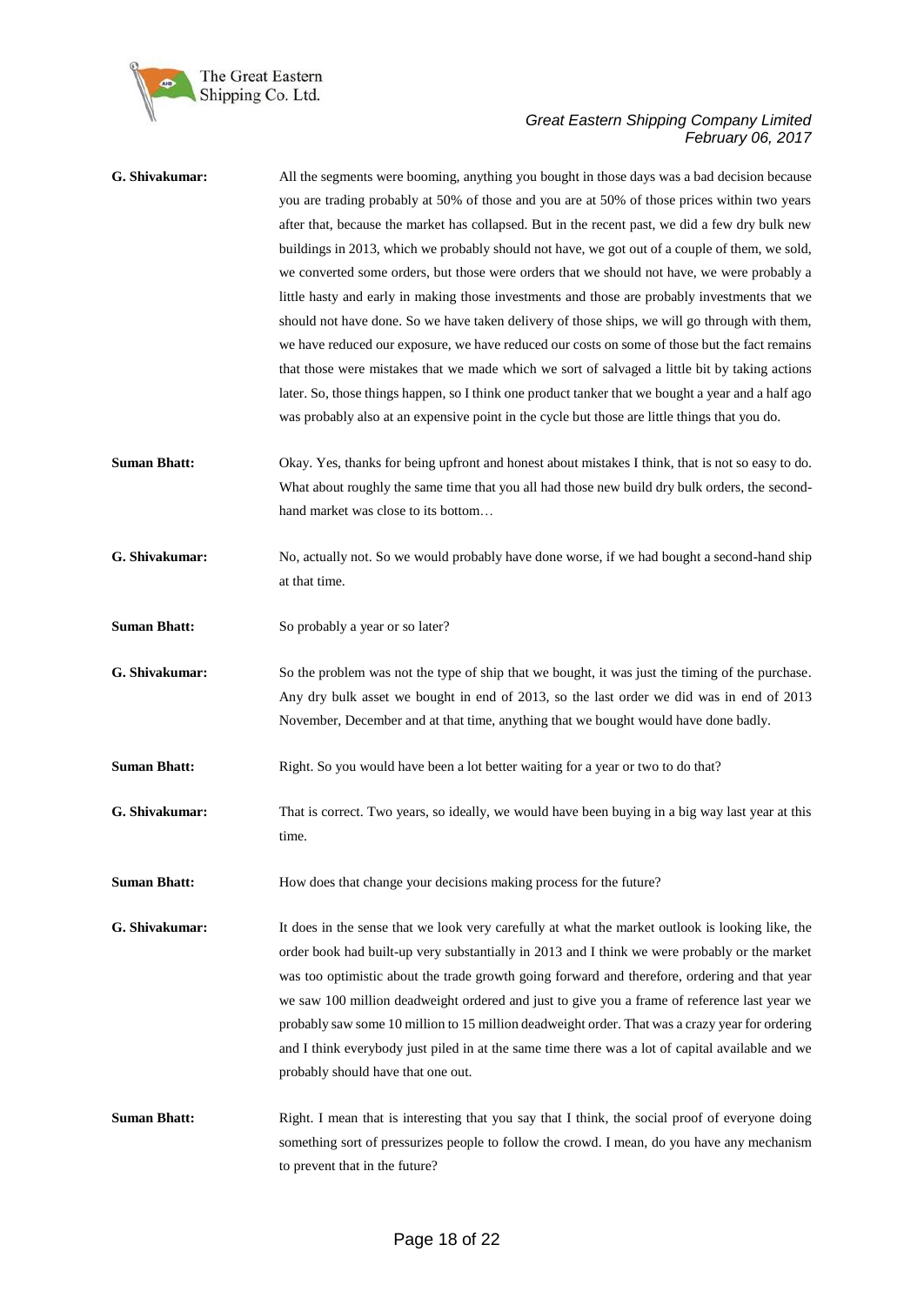**G. Shivakumar:** All the segments were booming, anything you bought in those days was a bad decision because you are trading probably at 50% of those and you are at 50% of those prices within two years after that, because the market has collapsed. But in the recent past, we did a few dry bulk new buildings in 2013, which we probably should not have, we got out of a couple of them, we sold, we converted some orders, but those were orders that we should not have, we were probably a little hasty and early in making those investments and those are probably investments that we should not have done. So we have taken delivery of those ships, we will go through with them, we have reduced our exposure, we have reduced our costs on some of those but the fact remains that those were mistakes that we made which we sort of salvaged a little bit by taking actions later. So, those things happen, so I think one product tanker that we bought a year and a half ago was probably also at an expensive point in the cycle but those are little things that you do.

**Suman Bhatt:** Okay. Yes, thanks for being upfront and honest about mistakes I think, that is not so easy to do. What about roughly the same time that you all had those new build dry bulk orders, the second-hand market was close to its bottom…

**G. Shivakumar:** No, actually not. So we would probably have done worse, if we had bought a second-hand ship at that time.

**Suman Bhatt:** So probably a year or so later?

**G. Shivakumar:** So the problem was not the type of ship that we bought, it was just the timing of the purchase. Any dry bulk asset we bought in end of 2013, so the last order we did was in end of 2013 November, December and at that time, anything that we bought would have done badly.

**Suman Bhatt:** Right. So you would have been a lot better waiting for a year or two to do that?

**G. Shivakumar:** That is correct. Two years, so ideally, we would have been buying in a big way last year at this time.

**Suman Bhatt:** How does that change your decisions making process for the future?

**G. Shivakumar:** It does in the sense that we look very carefully at what the market outlook is looking like, the order book had built-up very substantially in 2013 and I think we were probably or the market was too optimistic about the trade growth going forward and therefore, ordering and that year we saw 100 million deadweight ordered and just to give you a frame of reference last year we probably saw some 10 million to 15 million deadweight order. That was a crazy year for ordering and I think everybody just piled in at the same time there was a lot of capital available and we probably should have that one out.

**Suman Bhatt:** Right. I mean that is interesting that you say that I think, the social proof of everyone doing something sort of pressurizes people to follow the crowd. I mean, do you have any mechanism to prevent that in the future?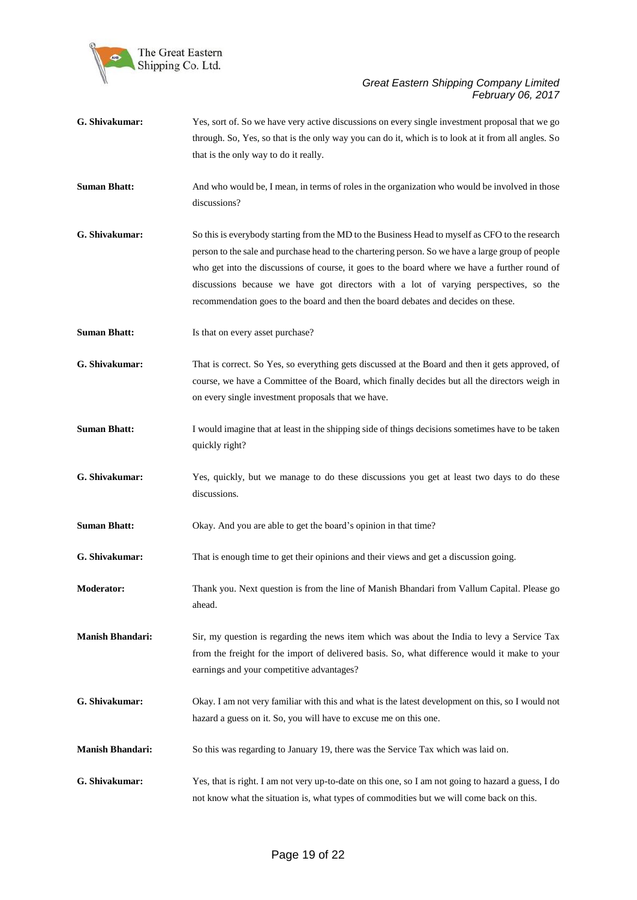**G. Shivakumar:** Yes, sort of. So we have very active discussions on every single investment proposal that we go through. So, Yes, so that is the only way you can do it, which is to look at it from all angles. So that is the only way to do it really.

**Suman Bhatt:** And who would be, I mean, in terms of roles in the organization who would be involved in those discussions?

**G. Shivakumar:** So this is everybody starting from the MD to the Business Head to myself as CFO to the research person to the sale and purchase head to the chartering person. So we have a large group of people who get into the discussions of course, it goes to the board where we have a further round of discussions because we have got directors with a lot of varying perspectives, so the recommendation goes to the board and then the board debates and decides on these.

**Suman Bhatt:** Is that on every asset purchase?

**G. Shivakumar:** That is correct. So Yes, so everything gets discussed at the Board and then it gets approved, of course, we have a Committee of the Board, which finally decides but all the directors weigh in on every single investment proposals that we have.

**Suman Bhatt:** I would imagine that at least in the shipping side of things decisions sometimes have to be taken quickly right?

**G. Shivakumar:** Yes, quickly, but we manage to do these discussions you get at least two days to do these discussions.

**Suman Bhatt:** Okay. And you are able to get the board's opinion in that time?

**G. Shivakumar:** That is enough time to get their opinions and their views and get a discussion going.

**Moderator:** Thank you. Next question is from the line of Manish Bhandari from Vallum Capital. Please go ahead.

**Manish Bhandari:** Sir, my question is regarding the news item which was about the India to levy a Service Tax from the freight for the import of delivered basis. So, what difference would it make to your earnings and your competitive advantages?

**G. Shivakumar:** Okay. I am not very familiar with this and what is the latest development on this, so I would not hazard a guess on it. So, you will have to excuse me on this one.

**Manish Bhandari:** So this was regarding to January 19, there was the Service Tax which was laid on.

**G. Shivakumar:** Yes, that is right. I am not very up-to-date on this one, so I am not going to hazard a guess, I do not know what the situation is, what types of commodities but we will come back on this.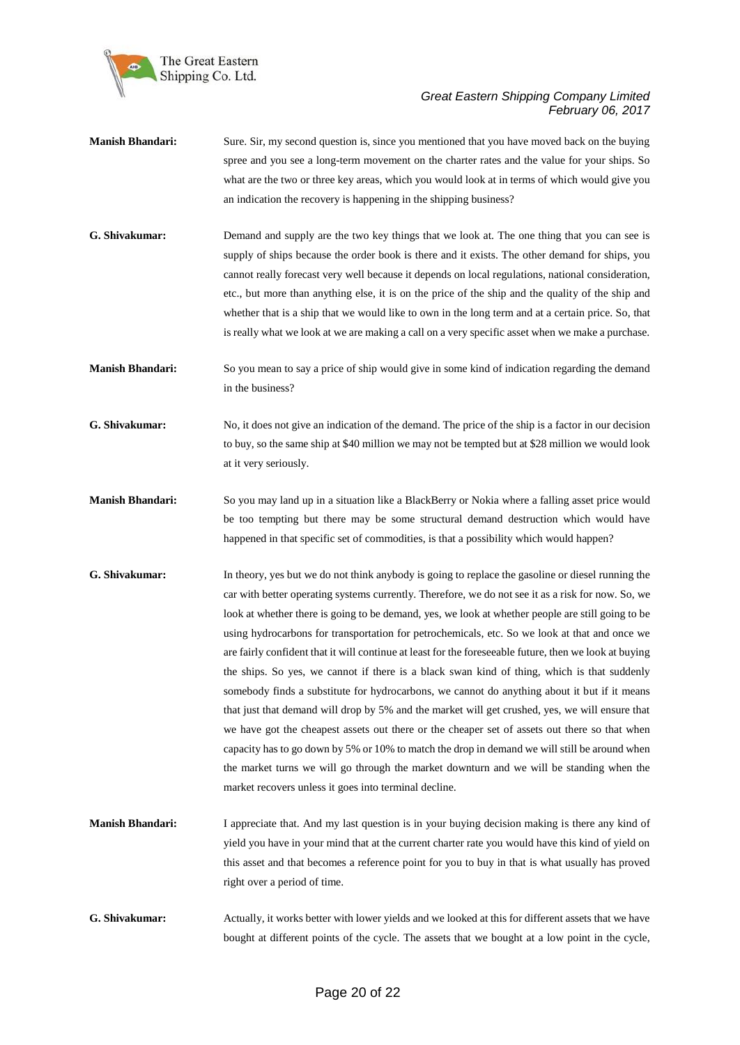**Manish Bhandari:** Sure. Sir, my second question is, since you mentioned that you have moved back on the buying spree and you see a long-term movement on the charter rates and the value for your ships. So what are the two or three key areas, which you would look at in terms of which would give you an indication the recovery is happening in the shipping business?

**G. Shivakumar:** Demand and supply are the two key things that we look at. The one thing that you can see is supply of ships because the order book is there and it exists. The other demand for ships, you cannot really forecast very well because it depends on local regulations, national consideration, etc., but more than anything else, it is on the price of the ship and the quality of the ship and whether that is a ship that we would like to own in the long term and at a certain price. So, that is really what we look at we are making a call on a very specific asset when we make a purchase.

**Manish Bhandari:** So you mean to say a price of ship would give in some kind of indication regarding the demand in the business?

**G. Shivakumar:** No, it does not give an indication of the demand. The price of the ship is a factor in our decision to buy, so the same ship at $40 million we may not be tempted but at $28 million we would look at it very seriously.

**Manish Bhandari:** So you may land up in a situation like a BlackBerry or Nokia where a falling asset price would be too tempting but there may be some structural demand destruction which would have happened in that specific set of commodities, is that a possibility which would happen?

**G. Shivakumar:** In theory, yes but we do not think anybody is going to replace the gasoline or diesel running the car with better operating systems currently. Therefore, we do not see it as a risk for now. So, we look at whether there is going to be demand, yes, we look at whether people are still going to be using hydrocarbons for transportation for petrochemicals, etc. So we look at that and once we are fairly confident that it will continue at least for the foreseeable future, then we look at buying the ships. So yes, we cannot if there is a black swan kind of thing, which is that suddenly somebody finds a substitute for hydrocarbons, we cannot do anything about it but if it means that just that demand will drop by 5% and the market will get crushed, yes, we will ensure that we have got the cheapest assets out there or the cheaper set of assets out there so that when capacity has to go down by 5% or 10% to match the drop in demand we will still be around when the market turns we will go through the market downturn and we will be standing when the market recovers unless it goes into terminal decline.

**Manish Bhandari:** I appreciate that. And my last question is in your buying decision making is there any kind of yield you have in your mind that at the current charter rate you would have this kind of yield on this asset and that becomes a reference point for you to buy in that is what usually has proved right over a period of time.

**G. Shivakumar:** Actually, it works better with lower yields and we looked at this for different assets that we have bought at different points of the cycle. The assets that we bought at a low point in the cycle,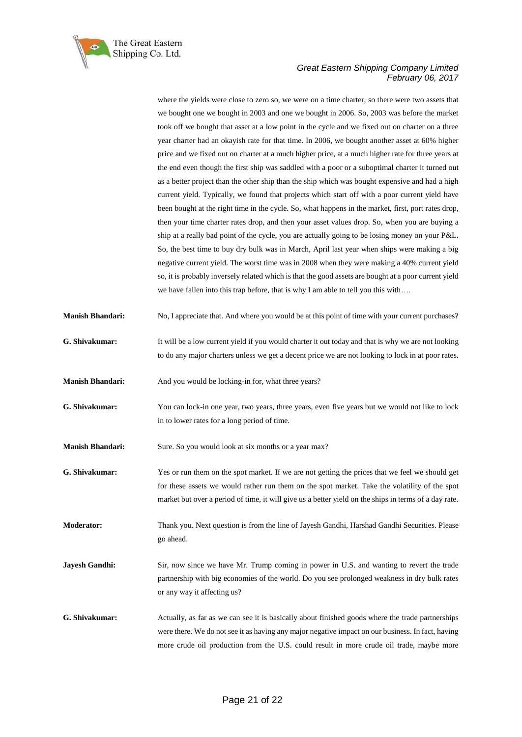where the yields were close to zero so, we were on a time charter, so there were two assets that we bought one we bought in 2003 and one we bought in 2006. So, 2003 was before the market took off we bought that asset at a low point in the cycle and we fixed out on charter on a three year charter had an okayish rate for that time. In 2006, we bought another asset at 60% higher price and we fixed out on charter at a much higher price, at a much higher rate for three years at the end even though the first ship was saddled with a poor or a suboptimal charter it turned out as a better project than the other ship than the ship which was bought expensive and had a high current yield. Typically, we found that projects which start off with a poor current yield have been bought at the right time in the cycle. So, what happens in the market, first, port rates drop, then your time charter rates drop, and then your asset values drop. So, when you are buying a ship at a really bad point of the cycle, you are actually going to be losing money on your P&L. So, the best time to buy dry bulk was in March, April last year when ships were making a big negative current yield. The worst time was in 2008 when they were making a 40% current yield so, it is probably inversely related which is that the good assets are bought at a poor current yield we have fallen into this trap before, that is why I am able to tell you this with….

**Manish Bhandari:** No, I appreciate that. And where you would be at this point of time with your current purchases?

**G. Shivakumar:** It will be a low current yield if you would charter it out today and that is why we are not looking to do any major charters unless we get a decent price we are not looking to lock in at poor rates.

**Manish Bhandari:** And you would be locking-in for, what three years?

**G. Shivakumar:** You can lock-in one year, two years, three years, even five years but we would not like to lock in to lower rates for a long period of time.

**Manish Bhandari:** Sure. So you would look at six months or a year max?

**G. Shivakumar:** Yes or run them on the spot market. If we are not getting the prices that we feel we should get for these assets we would rather run them on the spot market. Take the volatility of the spot market but over a period of time, it will give us a better yield on the ships in terms of a day rate.

**Moderator:** Thank you. Next question is from the line of Jayesh Gandhi, Harshad Gandhi Securities. Please go ahead.

**Jayesh Gandhi:** Sir, now since we have Mr. Trump coming in power in U.S. and wanting to revert the trade partnership with big economies of the world. Do you see prolonged weakness in dry bulk rates or any way it affecting us?

**G. Shivakumar:** Actually, as far as we can see it is basically about finished goods where the trade partnerships were there. We do not see it as having any major negative impact on our business. In fact, having more crude oil production from the U.S. could result in more crude oil trade, maybe more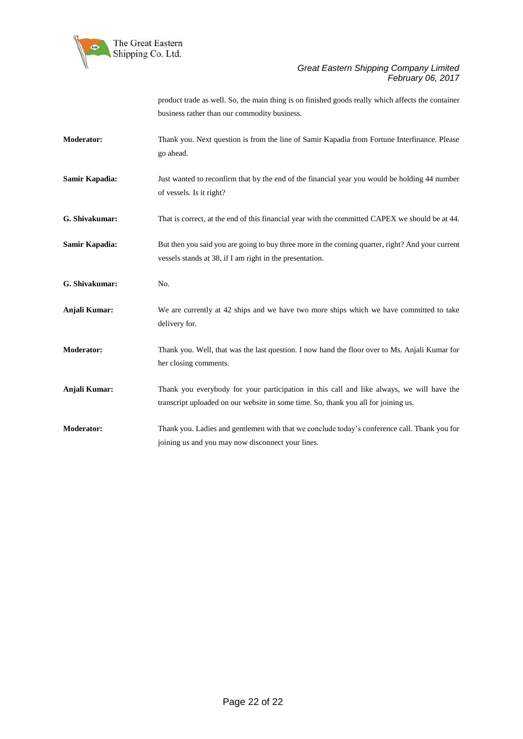product trade as well. So, the main thing is on finished goods really which affects the container business rather than our commodity business.

**Moderator:** Thank you. Next question is from the line of Samir Kapadia from Fortune Interfinance. Please go ahead.

**Samir Kapadia:** Just wanted to reconfirm that by the end of the financial year you would be holding 44 number of vessels. Is it right?

**G. Shivakumar:** That is correct, at the end of this financial year with the committed CAPEX we should be at 44.

**Samir Kapadia:** But then you said you are going to buy three more in the coming quarter, right? And your current vessels stands at 38, if I am right in the presentation.

**G. Shivakumar:** No.

**Anjali Kumar:** We are currently at 42 ships and we have two more ships which we have committed to take delivery for.

**Moderator:** Thank you. Well, that was the last question. I now hand the floor over to Ms. Anjali Kumar for her closing comments.

**Anjali Kumar:** Thank you everybody for your participation in this call and like always, we will have the transcript uploaded on our website in some time. So, thank you all for joining us.

**Moderator:** Thank you. Ladies and gentlemen with that we conclude today's conference call. Thank you for joining us and you may now disconnect your lines.